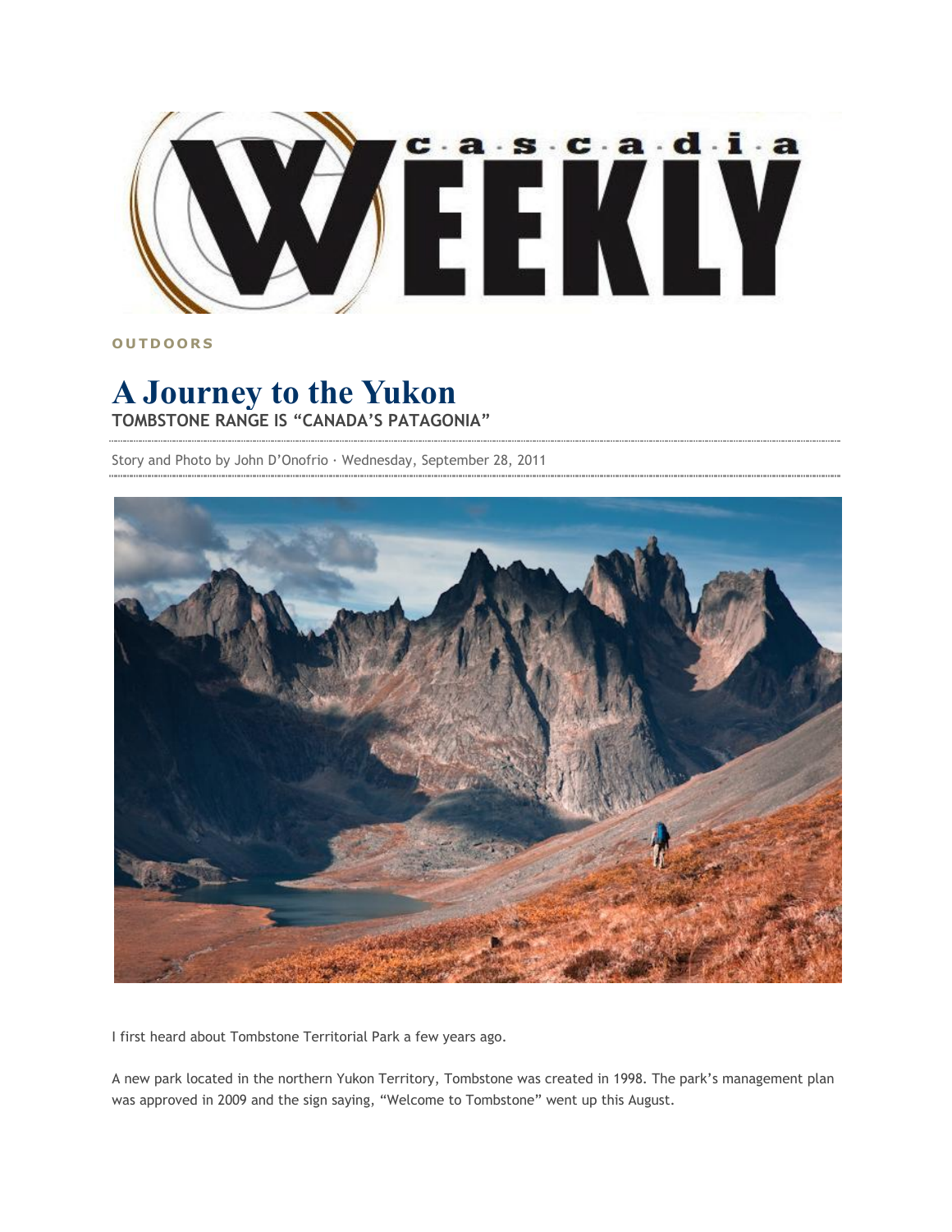OUTDOORS

# A Journey to the Yukon

**TOMBSTONE RANGE IS "CANADA'S PATAGONIA"**

Story and Photo by John D'Onofrio · Wednesday, September 28, 2011

I first heard about Tombstone Territorial Park a few years ago.

A new park located in the northern Yukon Territory, Tombstone was created in 1998. The park's management plan was approved in 2009 and the sign saying, "Welcome to Tombstone" went up this August.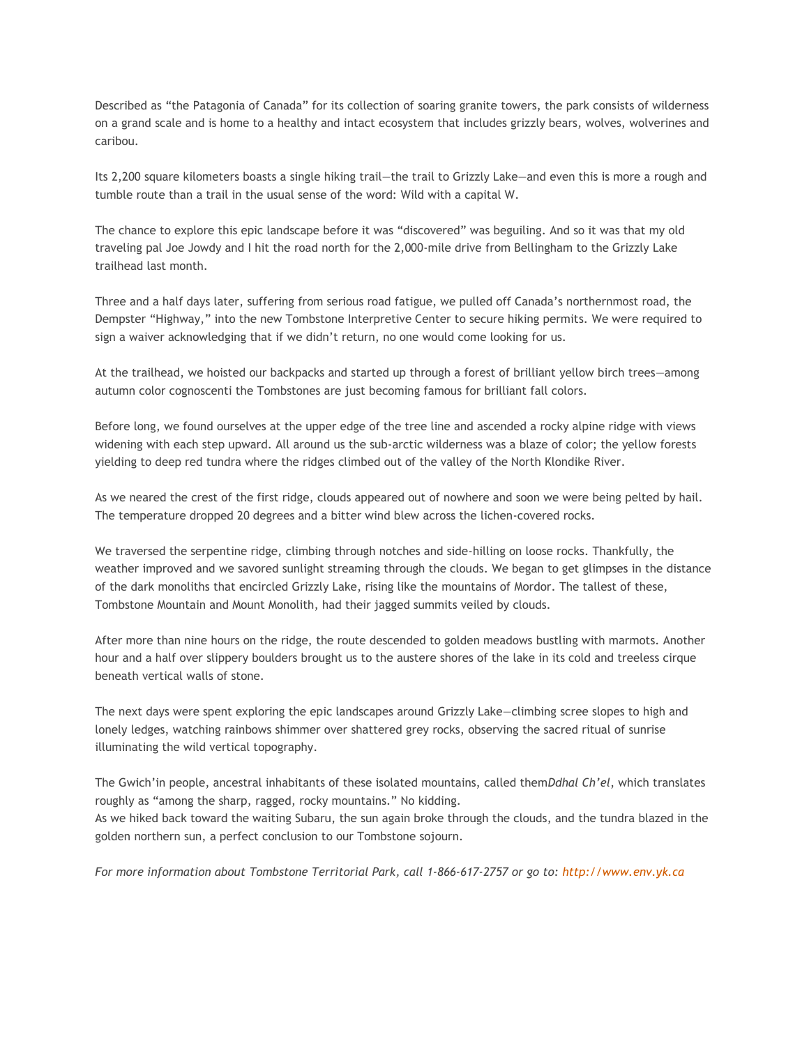Described as “the Patagonia of Canada” for its collection of soaring granite towers, the park consists of wilderness on a grand scale and is home to a healthy and intact ecosystem that includes grizzly bears, wolves, wolverines and caribou.

Its 2,200 square kilometers boasts a single hiking trail—the trail to Grizzly Lake—and even this is more a rough and tumble route than a trail in the usual sense of the word: Wild with a capital W.

The chance to explore this epic landscape before it was “discovered” was beguiling. And so it was that my old traveling pal Joe Jowdy and I hit the road north for the 2,000-mile drive from Bellingham to the Grizzly Lake trailhead last month.

Three and a half days later, suffering from serious road fatigue, we pulled off Canada’s northernmost road, the Dempster “Highway,” into the new Tombstone Interpretive Center to secure hiking permits. We were required to sign a waiver acknowledging that if we didn’t return, no one would come looking for us.

At the trailhead, we hoisted our backpacks and started up through a forest of brilliant yellow birch trees—among autumn color cognoscenti the Tombstones are just becoming famous for brilliant fall colors.

Before long, we found ourselves at the upper edge of the tree line and ascended a rocky alpine ridge with views widening with each step upward. All around us the sub-arctic wilderness was a blaze of color; the yellow forests yielding to deep red tundra where the ridges climbed out of the valley of the North Klondike River.

As we neared the crest of the first ridge, clouds appeared out of nowhere and soon we were being pelted by hail. The temperature dropped 20 degrees and a bitter wind blew across the lichen-covered rocks.

We traversed the serpentine ridge, climbing through notches and side-hilling on loose rocks. Thankfully, the weather improved and we savored sunlight streaming through the clouds. We began to get glimpses in the distance of the dark monoliths that encircled Grizzly Lake, rising like the mountains of Mordor. The tallest of these, Tombstone Mountain and Mount Monolith, had their jagged summits veiled by clouds.

After more than nine hours on the ridge, the route descended to golden meadows bustling with marmots. Another hour and a half over slippery boulders brought us to the austere shores of the lake in its cold and treeless cirque beneath vertical walls of stone.

The next days were spent exploring the epic landscapes around Grizzly Lake—climbing scree slopes to high and lonely ledges, watching rainbows shimmer over shattered grey rocks, observing the sacred ritual of sunrise illuminating the wild vertical topography.

The Gwich’in people, ancestral inhabitants of these isolated mountains, called them*Ddhal Ch’el*, which translates roughly as “among the sharp, ragged, rocky mountains.” No kidding.
As we hiked back toward the waiting Subaru, the sun again broke through the clouds, and the tundra blazed in the golden northern sun, a perfect conclusion to our Tombstone sojourn.

*For more information about Tombstone Territorial Park, call 1-866-617-2757 or go to: http://www.env.yk.ca*